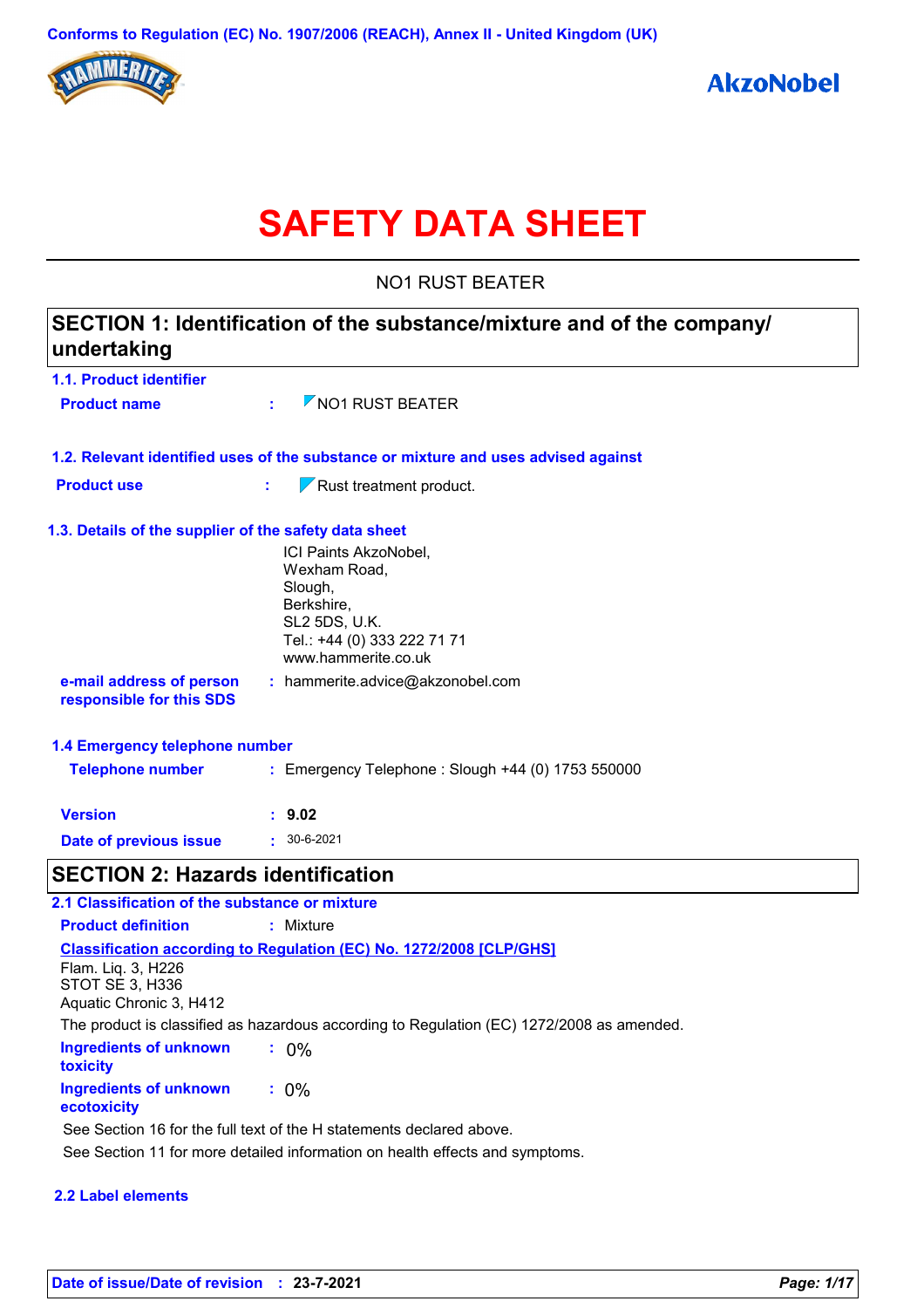Conforms to Regulation (EC) No. 1907/2006 (REACH), Annex II - United Kingdom (UK)

HAMMERITE

AkzoNobel

# SAFETY DATA SHEET

NO1 RUST BEATER

## SECTION 1: Identification of the substance/mixture and of the company/undertaking

### 1.1. Product identifier

**Product name** : NO1 RUST BEATER

### 1.2. Relevant identified uses of the substance or mixture and uses advised against

**Product use** : Rust treatment product.

### 1.3. Details of the supplier of the safety data sheet

ICI Paints AkzoNobel,
Wexham Road,
Slough,
Berkshire,
SL2 5DS, U.K.
Tel.: +44 (0) 333 222 71 71
www.hammerite.co.uk

**e-mail address of person responsible for this SDS** : hammerite.advice@akzonobel.com

### 1.4 Emergency telephone number

**Telephone number** : Emergency Telephone : Slough +44 (0) 1753 550000

**Version** : **9.02**

**Date of previous issue** : 30-6-2021

## SECTION 2: Hazards identification

### 2.1 Classification of the substance or mixture

**Product definition** : Mixture

**Classification according to Regulation (EC) No. 1272/2008 [CLP/GHS]**

Flam. Liq. 3, H226
STOT SE 3, H336
Aquatic Chronic 3, H412

The product is classified as hazardous according to Regulation (EC) 1272/2008 as amended.

**Ingredients of unknown toxicity** : 0%

**Ingredients of unknown ecotoxicity** : 0%

See Section 16 for the full text of the H statements declared above.

See Section 11 for more detailed information on health effects and symptoms.

### 2.2 Label elements

**Date of issue/Date of revision** : **23-7-2021**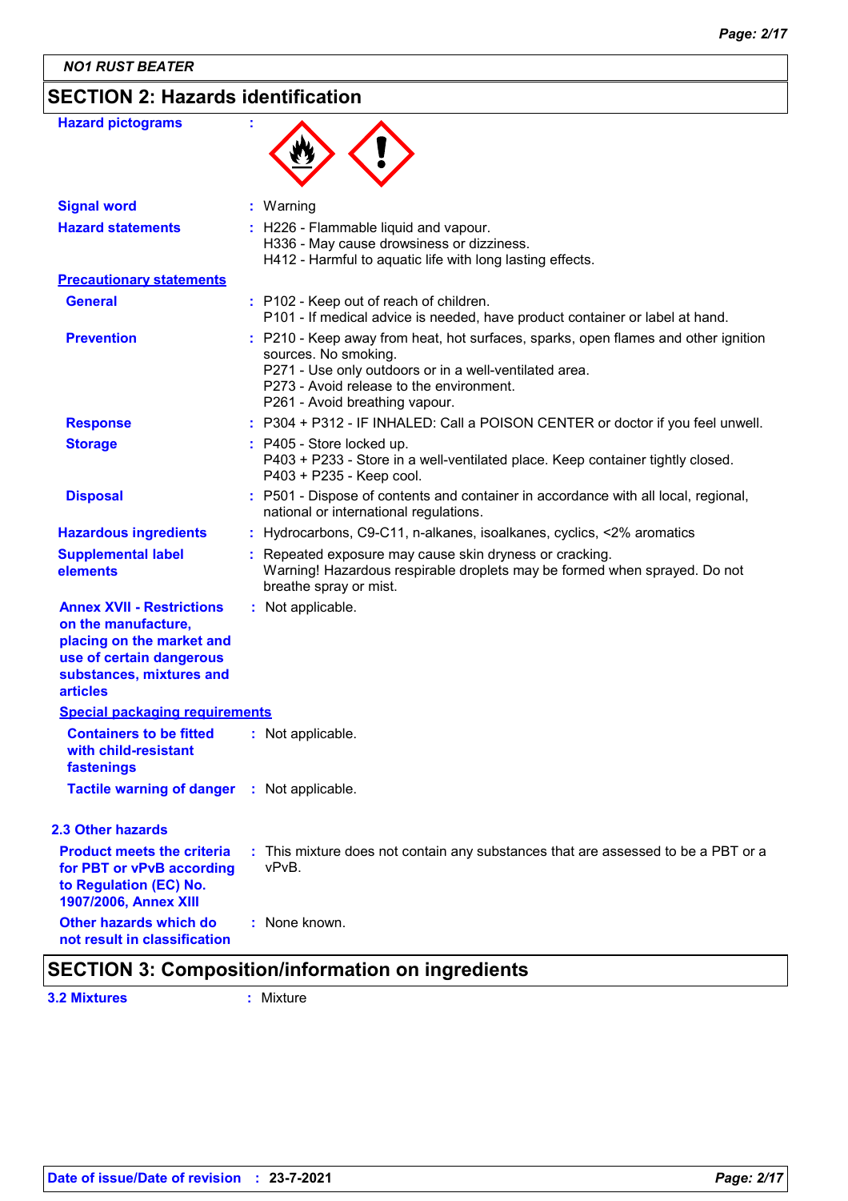**NO1 RUST BEATER**

## SECTION 2: Hazards identification

**Hazard pictograms** :

**Signal word** : Warning

**Hazard statements** : H226 - Flammable liquid and vapour.
H336 - May cause drowsiness or dizziness.
H412 - Harmful to aquatic life with long lasting effects.

**Precautionary statements**

**General** : P102 - Keep out of reach of children.
P101 - If medical advice is needed, have product container or label at hand.

**Prevention** : P210 - Keep away from heat, hot surfaces, sparks, open flames and other ignition sources. No smoking.
P271 - Use only outdoors or in a well-ventilated area.
P273 - Avoid release to the environment.
P261 - Avoid breathing vapour.

**Response** : P304 + P312 - IF INHALED: Call a POISON CENTER or doctor if you feel unwell.

**Storage** : P405 - Store locked up.
P403 + P233 - Store in a well-ventilated place. Keep container tightly closed.
P403 + P235 - Keep cool.

**Disposal** : P501 - Dispose of contents and container in accordance with all local, regional, national or international regulations.

**Hazardous ingredients** : Hydrocarbons, C9-C11, n-alkanes, isoalkanes, cyclics, <2% aromatics

**Supplemental label elements** : Repeated exposure may cause skin dryness or cracking.
Warning! Hazardous respirable droplets may be formed when sprayed. Do not breathe spray or mist.

**Annex XVII - Restrictions on the manufacture, placing on the market and use of certain dangerous substances, mixtures and articles** : Not applicable.

**Special packaging requirements**

**Containers to be fitted with child-resistant fastenings** : Not applicable.

**Tactile warning of danger** : Not applicable.

### 2.3 Other hazards

**Product meets the criteria for PBT or vPvB according to Regulation (EC) No. 1907/2006, Annex XIII** : This mixture does not contain any substances that are assessed to be a PBT or a vPvB.

**Other hazards which do not result in classification** : None known.

## SECTION 3: Composition/information on ingredients

**3.2 Mixtures** : Mixture

**Date of issue/Date of revision** : 23-7-2021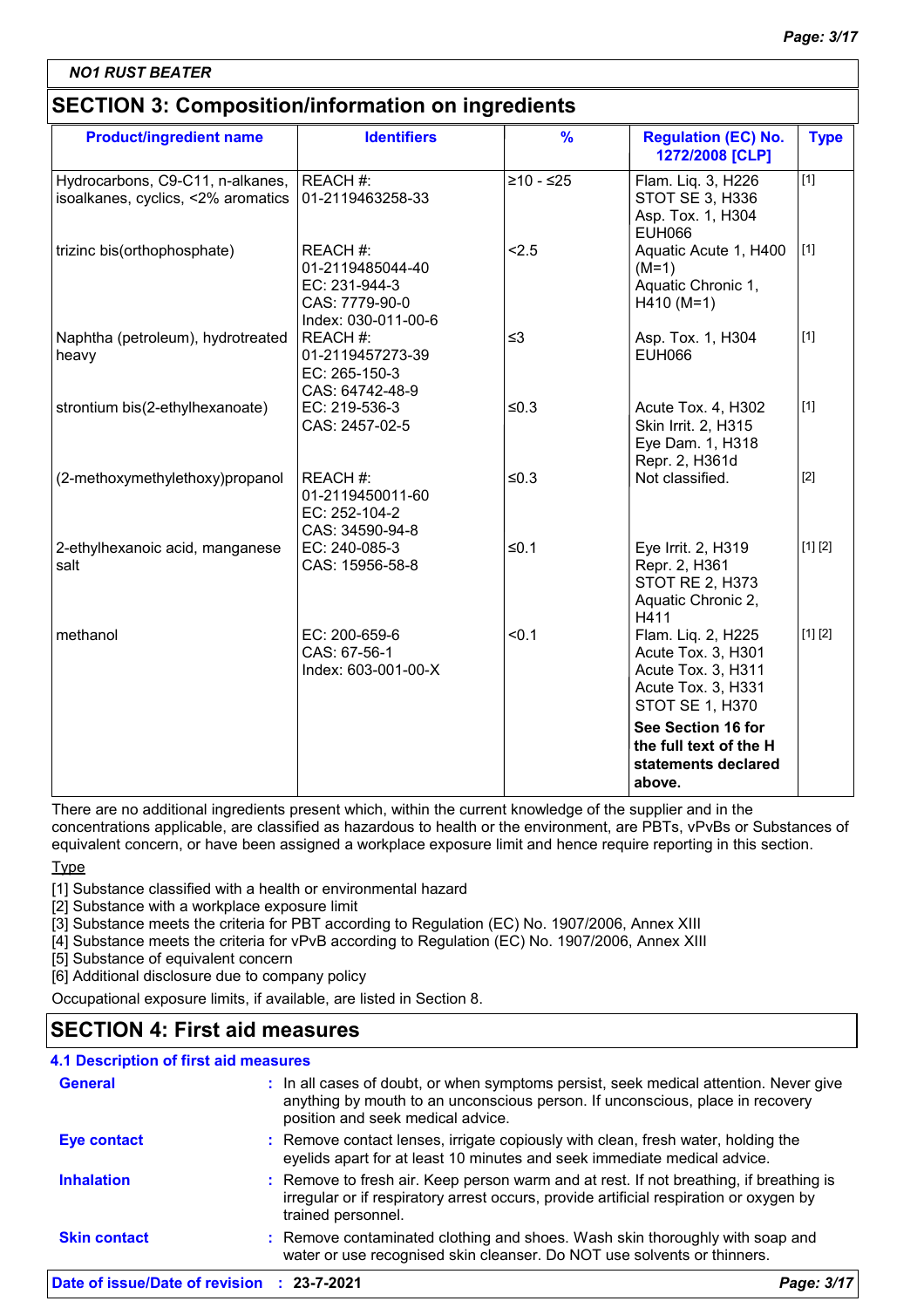**NO1 RUST BEATER**

## SECTION 3: Composition/information on ingredients

| Product/ingredient name | Identifiers | % | Regulation (EC) No. 1272/2008 [CLP] | Type |
|---|---|---|---|---|
| Hydrocarbons, C9-C11, n-alkanes, isoalkanes, cyclics, <2% aromatics | REACH #: 01-2119463258-33 | ≥10 - ≤25 | Flam. Liq. 3, H226<br>STOT SE 3, H336<br>Asp. Tox. 1, H304<br>EUH066 | [1] |
| trizinc bis(orthophosphate) | REACH #: 01-2119485044-40<br>EC: 231-944-3<br>CAS: 7779-90-0<br>Index: 030-011-00-6 | <2.5 | Aquatic Acute 1, H400 (M=1)<br>Aquatic Chronic 1, H410 (M=1) | [1] |
| Naphtha (petroleum), hydrotreated heavy | REACH #: 01-2119457273-39<br>EC: 265-150-3<br>CAS: 64742-48-9 | ≤3 | Asp. Tox. 1, H304<br>EUH066 | [1] |
| strontium bis(2-ethylhexanoate) | EC: 219-536-3<br>CAS: 2457-02-5 | ≤0.3 | Acute Tox. 4, H302<br>Skin Irrit. 2, H315<br>Eye Dam. 1, H318<br>Repr. 2, H361d | [1] |
| (2-methoxymethylethoxy)propanol | REACH #: 01-2119450011-60<br>EC: 252-104-2<br>CAS: 34590-94-8 | ≤0.3 | Not classified. | [2] |
| 2-ethylhexanoic acid, manganese salt | EC: 240-085-3<br>CAS: 15956-58-8 | ≤0.1 | Eye Irrit. 2, H319<br>Repr. 2, H361<br>STOT RE 2, H373<br>Aquatic Chronic 2, H411 | [1] [2] |
| methanol | EC: 200-659-6<br>CAS: 67-56-1<br>Index: 603-001-00-X | <0.1 | Flam. Liq. 2, H225<br>Acute Tox. 3, H301<br>Acute Tox. 3, H311<br>Acute Tox. 3, H331<br>STOT SE 1, H370<br>**See Section 16 for the full text of the H statements declared above.** | [1] [2] |

There are no additional ingredients present which, within the current knowledge of the supplier and in the concentrations applicable, are classified as hazardous to health or the environment, are PBTs, vPvBs or Substances of equivalent concern, or have been assigned a workplace exposure limit and hence require reporting in this section.

Type

[1] Substance classified with a health or environmental hazard
[2] Substance with a workplace exposure limit
[3] Substance meets the criteria for PBT according to Regulation (EC) No. 1907/2006, Annex XIII
[4] Substance meets the criteria for vPvB according to Regulation (EC) No. 1907/2006, Annex XIII
[5] Substance of equivalent concern
[6] Additional disclosure due to company policy

Occupational exposure limits, if available, are listed in Section 8.

## SECTION 4: First aid measures

### 4.1 Description of first aid measures

**General** : In all cases of doubt, or when symptoms persist, seek medical attention. Never give anything by mouth to an unconscious person. If unconscious, place in recovery position and seek medical advice.

**Eye contact** : Remove contact lenses, irrigate copiously with clean, fresh water, holding the eyelids apart for at least 10 minutes and seek immediate medical advice.

**Inhalation** : Remove to fresh air. Keep person warm and at rest. If not breathing, if breathing is irregular or if respiratory arrest occurs, provide artificial respiration or oxygen by trained personnel.

**Skin contact** : Remove contaminated clothing and shoes. Wash skin thoroughly with soap and water or use recognised skin cleanser. Do NOT use solvents or thinners.

**Date of issue/Date of revision** : 23-7-2021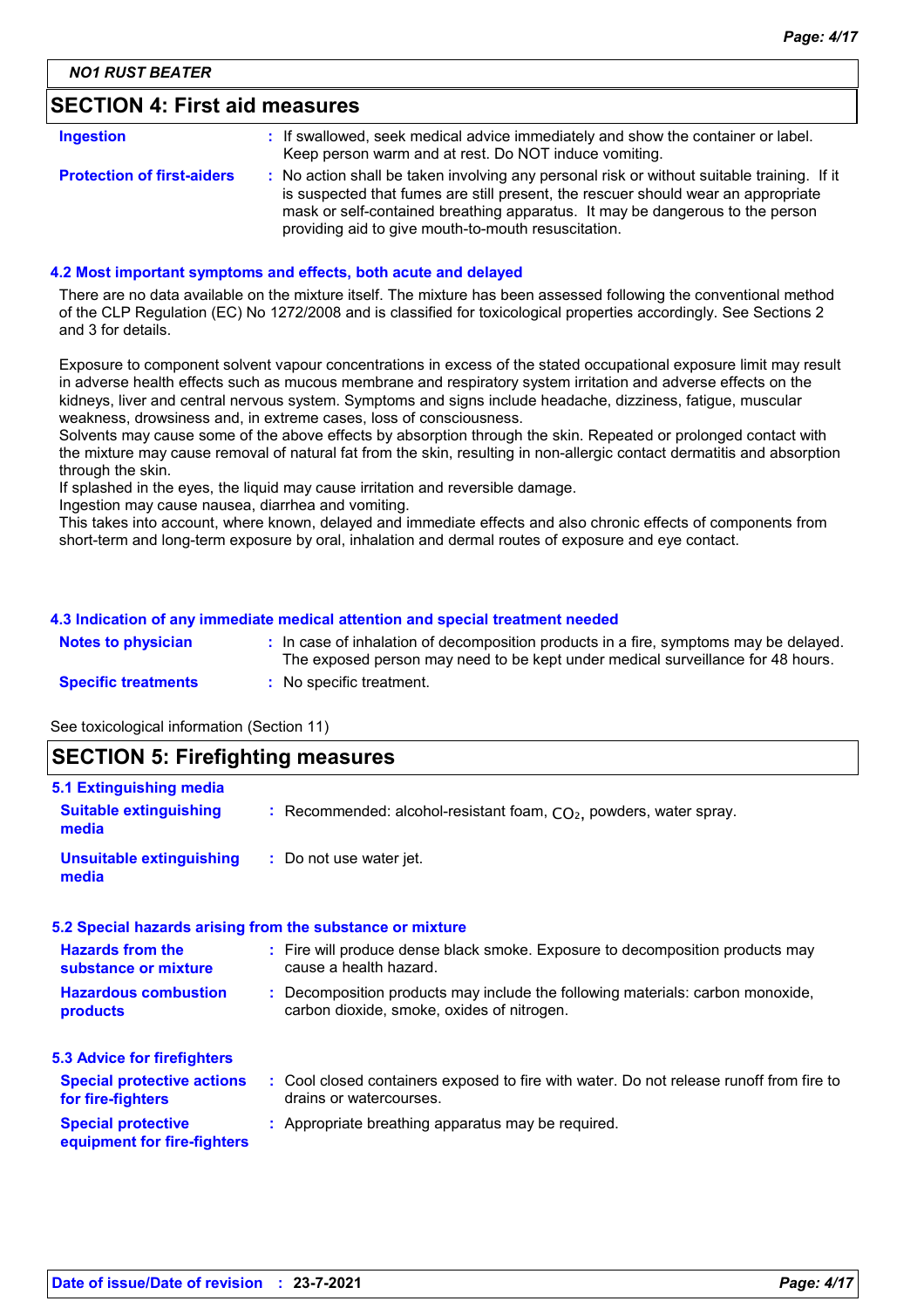NO1 RUST BEATER

## SECTION 4: First aid measures

| | |
|---|---|
| **Ingestion** | : If swallowed, seek medical advice immediately and show the container or label. Keep person warm and at rest. Do NOT induce vomiting. |
| **Protection of first-aiders** | : No action shall be taken involving any personal risk or without suitable training. If it is suspected that fumes are still present, the rescuer should wear an appropriate mask or self-contained breathing apparatus. It may be dangerous to the person providing aid to give mouth-to-mouth resuscitation. |

### 4.2 Most important symptoms and effects, both acute and delayed

There are no data available on the mixture itself. The mixture has been assessed following the conventional method of the CLP Regulation (EC) No 1272/2008 and is classified for toxicological properties accordingly. See Sections 2 and 3 for details.

Exposure to component solvent vapour concentrations in excess of the stated occupational exposure limit may result in adverse health effects such as mucous membrane and respiratory system irritation and adverse effects on the kidneys, liver and central nervous system. Symptoms and signs include headache, dizziness, fatigue, muscular weakness, drowsiness and, in extreme cases, loss of consciousness.
Solvents may cause some of the above effects by absorption through the skin. Repeated or prolonged contact with the mixture may cause removal of natural fat from the skin, resulting in non-allergic contact dermatitis and absorption through the skin.
If splashed in the eyes, the liquid may cause irritation and reversible damage.
Ingestion may cause nausea, diarrhea and vomiting.
This takes into account, where known, delayed and immediate effects and also chronic effects of components from short-term and long-term exposure by oral, inhalation and dermal routes of exposure and eye contact.

### 4.3 Indication of any immediate medical attention and special treatment needed

| | |
|---|---|
| **Notes to physician** | : In case of inhalation of decomposition products in a fire, symptoms may be delayed. The exposed person may need to be kept under medical surveillance for 48 hours. |
| **Specific treatments** | : No specific treatment. |

See toxicological information (Section 11)

## SECTION 5: Firefighting measures

### 5.1 Extinguishing media

| | |
|---|---|
| **Suitable extinguishing media** | : Recommended: alcohol-resistant foam, $CO_2$, powders, water spray. |
| **Unsuitable extinguishing media** | : Do not use water jet. |

### 5.2 Special hazards arising from the substance or mixture

| | |
|---|---|
| **Hazards from the substance or mixture** | : Fire will produce dense black smoke. Exposure to decomposition products may cause a health hazard. |
| **Hazardous combustion products** | : Decomposition products may include the following materials: carbon monoxide, carbon dioxide, smoke, oxides of nitrogen. |

### 5.3 Advice for firefighters

| | |
|---|---|
| **Special protective actions for fire-fighters** | : Cool closed containers exposed to fire with water. Do not release runoff from fire to drains or watercourses. |
| **Special protective equipment for fire-fighters** | : Appropriate breathing apparatus may be required. |

**Date of issue/Date of revision** : **23-7-2021**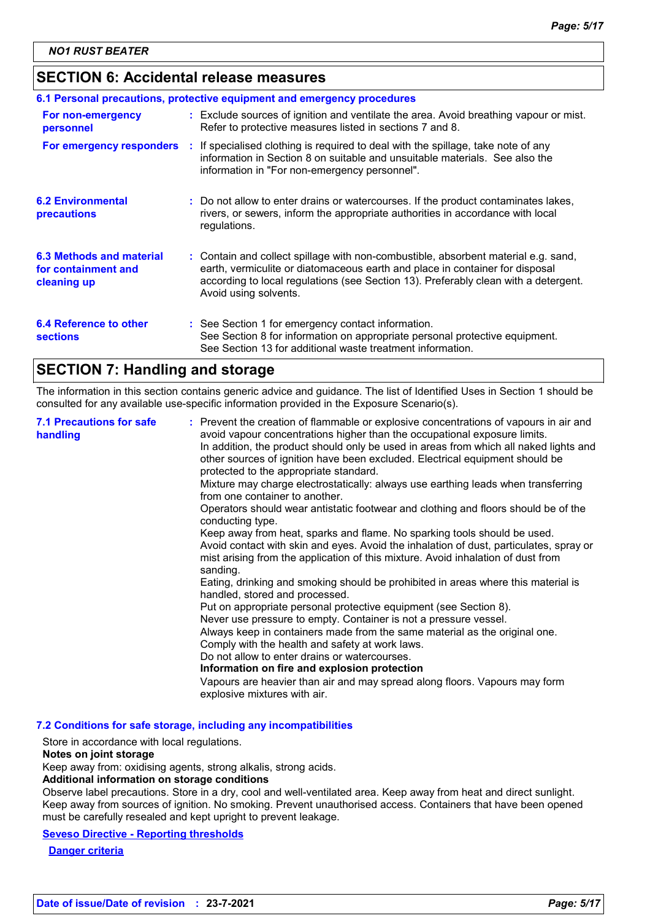## SECTION 6: Accidental release measures

### 6.1 Personal precautions, protective equipment and emergency procedures

**For non-emergency personnel** : Exclude sources of ignition and ventilate the area. Avoid breathing vapour or mist. Refer to protective measures listed in sections 7 and 8.

**For emergency responders** : If specialised clothing is required to deal with the spillage, take note of any information in Section 8 on suitable and unsuitable materials. See also the information in "For non-emergency personnel".

**6.2 Environmental precautions** : Do not allow to enter drains or watercourses. If the product contaminates lakes, rivers, or sewers, inform the appropriate authorities in accordance with local regulations.

**6.3 Methods and material for containment and cleaning up** : Contain and collect spillage with non-combustible, absorbent material e.g. sand, earth, vermiculite or diatomaceous earth and place in container for disposal according to local regulations (see Section 13). Preferably clean with a detergent. Avoid using solvents.

**6.4 Reference to other sections** : See Section 1 for emergency contact information.
See Section 8 for information on appropriate personal protective equipment.
See Section 13 for additional waste treatment information.

## SECTION 7: Handling and storage

The information in this section contains generic advice and guidance. The list of Identified Uses in Section 1 should be consulted for any available use-specific information provided in the Exposure Scenario(s).

**7.1 Precautions for safe handling** : Prevent the creation of flammable or explosive concentrations of vapours in air and avoid vapour concentrations higher than the occupational exposure limits.
In addition, the product should only be used in areas from which all naked lights and other sources of ignition have been excluded. Electrical equipment should be protected to the appropriate standard.
Mixture may charge electrostatically: always use earthing leads when transferring from one container to another.
Operators should wear antistatic footwear and clothing and floors should be of the conducting type.
Keep away from heat, sparks and flame. No sparking tools should be used.
Avoid contact with skin and eyes. Avoid the inhalation of dust, particulates, spray or mist arising from the application of this mixture. Avoid inhalation of dust from sanding.
Eating, drinking and smoking should be prohibited in areas where this material is handled, stored and processed.
Put on appropriate personal protective equipment (see Section 8).
Never use pressure to empty. Container is not a pressure vessel.
Always keep in containers made from the same material as the original one.
Comply with the health and safety at work laws.
Do not allow to enter drains or watercourses.
**Information on fire and explosion protection**
Vapours are heavier than air and may spread along floors. Vapours may form explosive mixtures with air.

### 7.2 Conditions for safe storage, including any incompatibilities

Store in accordance with local regulations.
**Notes on joint storage**
Keep away from: oxidising agents, strong alkalis, strong acids.
**Additional information on storage conditions**
Observe label precautions. Store in a dry, cool and well-ventilated area. Keep away from heat and direct sunlight. Keep away from sources of ignition. No smoking. Prevent unauthorised access. Containers that have been opened must be carefully resealed and kept upright to prevent leakage.

**Seveso Directive - Reporting thresholds**

**Danger criteria**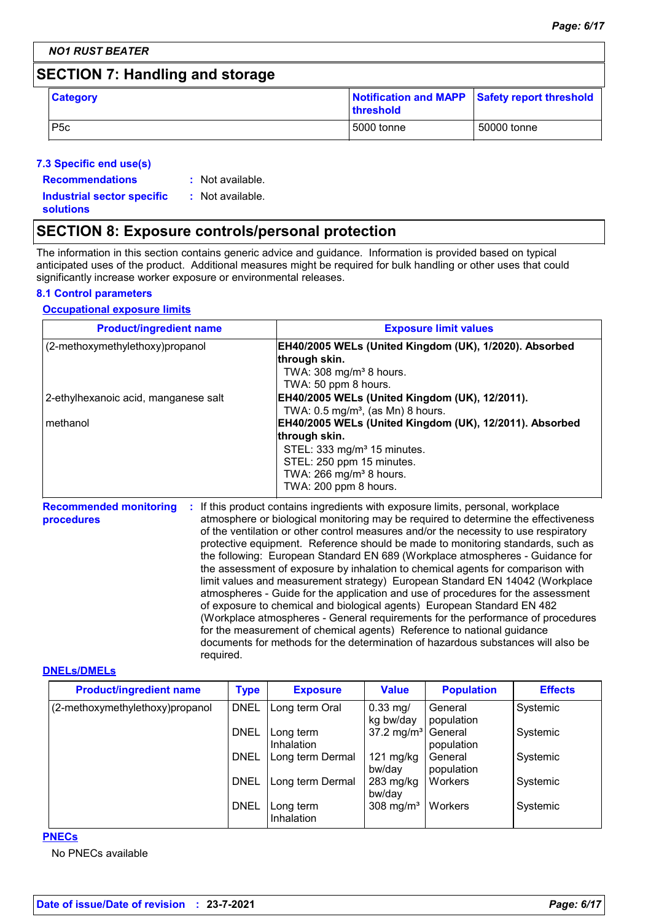*NO1 RUST BEATER*

## SECTION 7: Handling and storage

| Category | Notification and MAPP threshold | Safety report threshold |
|---|---|---|
| P5c | 5000 tonne | 50000 tonne |

### 7.3 Specific end use(s)

**Recommendations** : Not available.

**Industrial sector specific solutions** : Not available.

## SECTION 8: Exposure controls/personal protection

The information in this section contains generic advice and guidance. Information is provided based on typical anticipated uses of the product. Additional measures might be required for bulk handling or other uses that could significantly increase worker exposure or environmental releases.

### 8.1 Control parameters

**Occupational exposure limits**

| Product/ingredient name | Exposure limit values |
|---|---|
| (2-methoxymethylethoxy)propanol | **EH40/2005 WELs (United Kingdom (UK), 1/2020). Absorbed through skin.**<br>TWA: 308 mg/m³ 8 hours.<br>TWA: 50 ppm 8 hours. |
| 2-ethylhexanoic acid, manganese salt | **EH40/2005 WELs (United Kingdom (UK), 12/2011).**<br>TWA: 0.5 mg/m³, (as Mn) 8 hours. |
| methanol | **EH40/2005 WELs (United Kingdom (UK), 12/2011). Absorbed through skin.**<br>STEL: 333 mg/m³ 15 minutes.<br>STEL: 250 ppm 15 minutes.<br>TWA: 266 mg/m³ 8 hours.<br>TWA: 200 ppm 8 hours. |

**Recommended monitoring procedures** : If this product contains ingredients with exposure limits, personal, workplace atmosphere or biological monitoring may be required to determine the effectiveness of the ventilation or other control measures and/or the necessity to use respiratory protective equipment. Reference should be made to monitoring standards, such as the following: European Standard EN 689 (Workplace atmospheres - Guidance for the assessment of exposure by inhalation to chemical agents for comparison with limit values and measurement strategy) European Standard EN 14042 (Workplace atmospheres - Guide for the application and use of procedures for the assessment of exposure to chemical and biological agents) European Standard EN 482 (Workplace atmospheres - General requirements for the performance of procedures for the measurement of chemical agents) Reference to national guidance documents for methods for the determination of hazardous substances will also be required.

**DNELs/DMELs**

| Product/ingredient name | Type | Exposure | Value | Population | Effects |
|---|---|---|---|---|---|
| (2-methoxymethylethoxy)propanol | DNEL | Long term Oral | 0.33 mg/kg bw/day | General population | Systemic |
| | DNEL | Long term Inhalation | 37.2 mg/m³ | General population | Systemic |
| | DNEL | Long term Dermal | 121 mg/kg bw/day | General population | Systemic |
| | DNEL | Long term Dermal | 283 mg/kg bw/day | Workers | Systemic |
| | DNEL | Long term Inhalation | 308 mg/m³ | Workers | Systemic |

**PNECs**

No PNECs available

**Date of issue/Date of revision** : 23-7-2021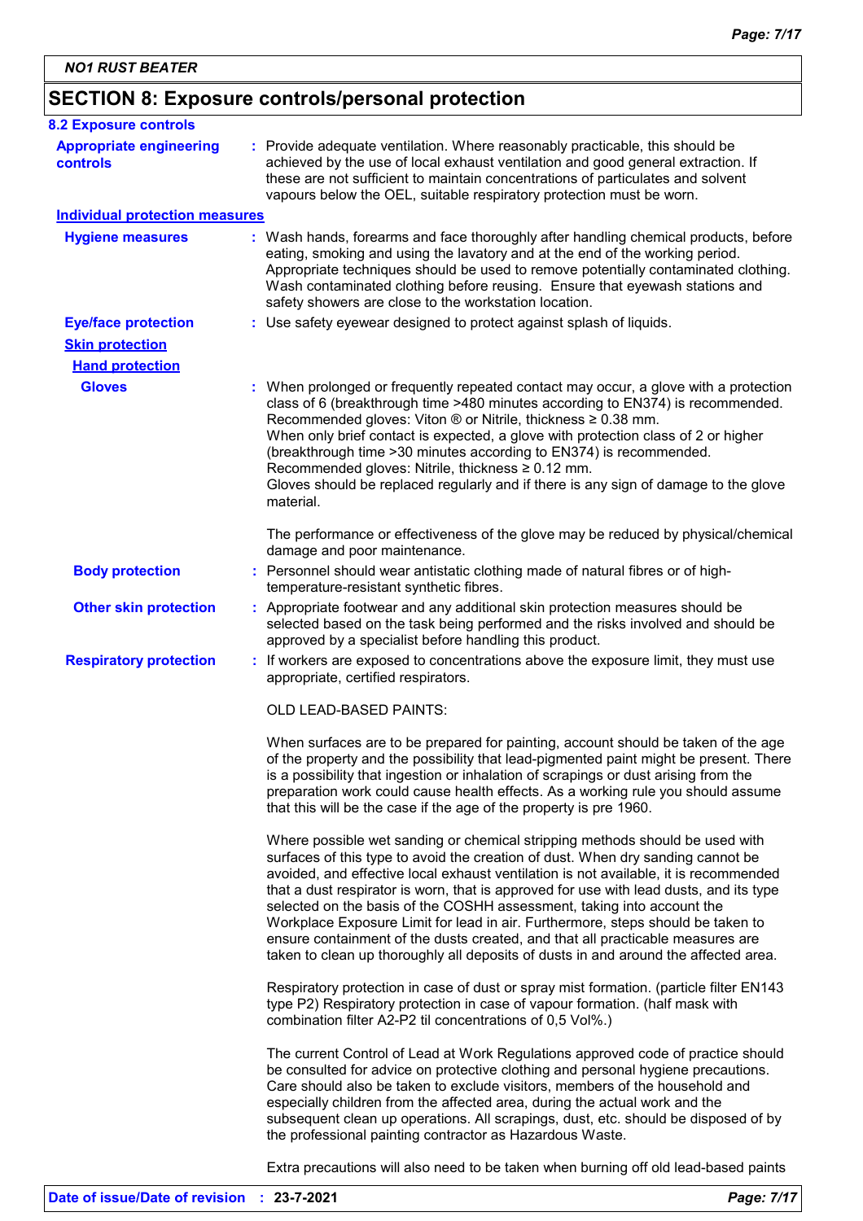## SECTION 8: Exposure controls/personal protection

### 8.2 Exposure controls

**Appropriate engineering controls** : Provide adequate ventilation. Where reasonably practicable, this should be achieved by the use of local exhaust ventilation and good general extraction. If these are not sufficient to maintain concentrations of particulates and solvent vapours below the OEL, suitable respiratory protection must be worn.

**Individual protection measures**

**Hygiene measures** : Wash hands, forearms and face thoroughly after handling chemical products, before eating, smoking and using the lavatory and at the end of the working period. Appropriate techniques should be used to remove potentially contaminated clothing. Wash contaminated clothing before reusing. Ensure that eyewash stations and safety showers are close to the workstation location.

**Eye/face protection** : Use safety eyewear designed to protect against splash of liquids.

**Skin protection**

**Hand protection**

**Gloves** : When prolonged or frequently repeated contact may occur, a glove with a protection class of 6 (breakthrough time >480 minutes according to EN374) is recommended. Recommended gloves: Viton ® or Nitrile, thickness ≥ 0.38 mm.
When only brief contact is expected, a glove with protection class of 2 or higher (breakthrough time >30 minutes according to EN374) is recommended. Recommended gloves: Nitrile, thickness ≥ 0.12 mm.
Gloves should be replaced regularly and if there is any sign of damage to the glove material.

The performance or effectiveness of the glove may be reduced by physical/chemical damage and poor maintenance.

**Body protection** : Personnel should wear antistatic clothing made of natural fibres or of high-temperature-resistant synthetic fibres.

**Other skin protection** : Appropriate footwear and any additional skin protection measures should be selected based on the task being performed and the risks involved and should be approved by a specialist before handling this product.

**Respiratory protection** : If workers are exposed to concentrations above the exposure limit, they must use appropriate, certified respirators.

OLD LEAD-BASED PAINTS:

When surfaces are to be prepared for painting, account should be taken of the age of the property and the possibility that lead-pigmented paint might be present. There is a possibility that ingestion or inhalation of scrapings or dust arising from the preparation work could cause health effects. As a working rule you should assume that this will be the case if the age of the property is pre 1960.

Where possible wet sanding or chemical stripping methods should be used with surfaces of this type to avoid the creation of dust. When dry sanding cannot be avoided, and effective local exhaust ventilation is not available, it is recommended that a dust respirator is worn, that is approved for use with lead dusts, and its type selected on the basis of the COSHH assessment, taking into account the Workplace Exposure Limit for lead in air. Furthermore, steps should be taken to ensure containment of the dusts created, and that all practicable measures are taken to clean up thoroughly all deposits of dusts in and around the affected area.

Respiratory protection in case of dust or spray mist formation. (particle filter EN143 type P2) Respiratory protection in case of vapour formation. (half mask with combination filter A2-P2 til concentrations of 0,5 Vol%.)

The current Control of Lead at Work Regulations approved code of practice should be consulted for advice on protective clothing and personal hygiene precautions. Care should also be taken to exclude visitors, members of the household and especially children from the affected area, during the actual work and the subsequent clean up operations. All scrapings, dust, etc. should be disposed of by the professional painting contractor as Hazardous Waste.

Extra precautions will also need to be taken when burning off old lead-based paints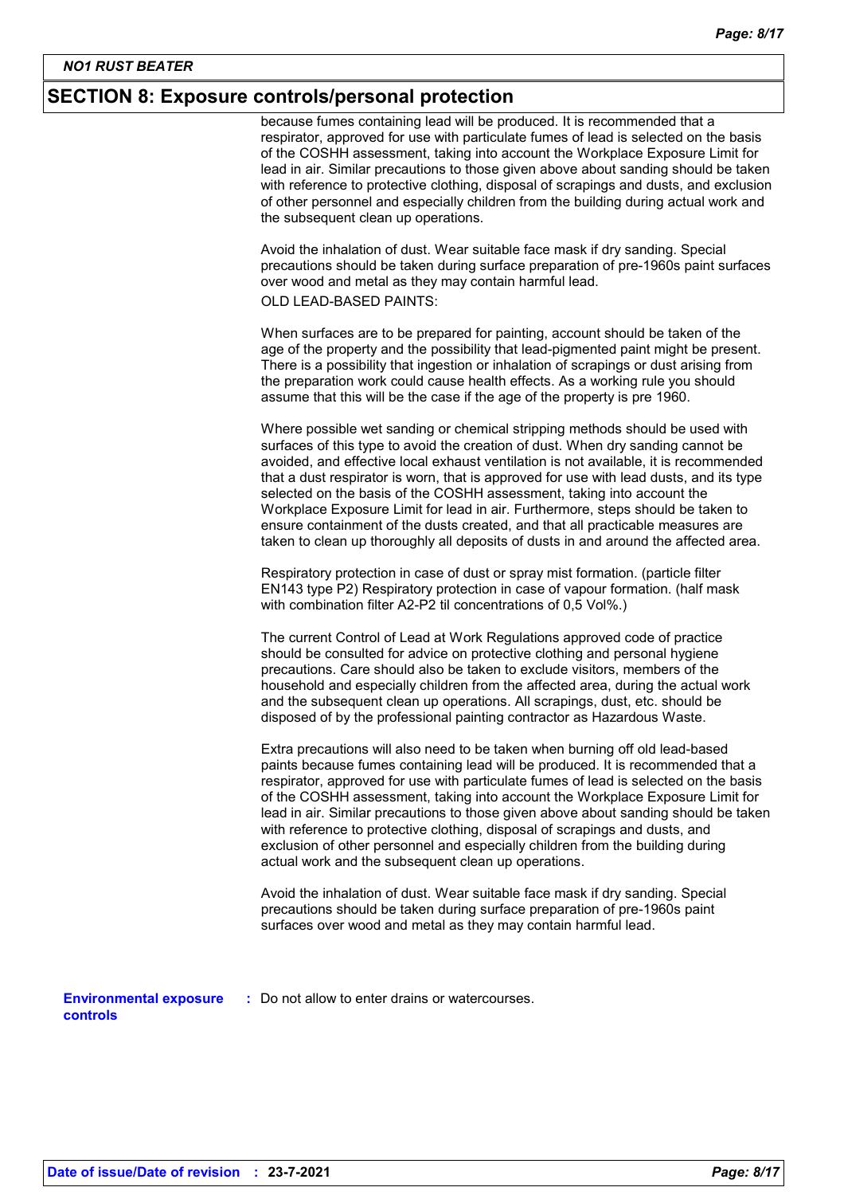## SECTION 8: Exposure controls/personal protection

because fumes containing lead will be produced. It is recommended that a respirator, approved for use with particulate fumes of lead is selected on the basis of the COSHH assessment, taking into account the Workplace Exposure Limit for lead in air. Similar precautions to those given above about sanding should be taken with reference to protective clothing, disposal of scrapings and dusts, and exclusion of other personnel and especially children from the building during actual work and the subsequent clean up operations.

Avoid the inhalation of dust. Wear suitable face mask if dry sanding. Special precautions should be taken during surface preparation of pre-1960s paint surfaces over wood and metal as they may contain harmful lead.

OLD LEAD-BASED PAINTS:

When surfaces are to be prepared for painting, account should be taken of the age of the property and the possibility that lead-pigmented paint might be present. There is a possibility that ingestion or inhalation of scrapings or dust arising from the preparation work could cause health effects. As a working rule you should assume that this will be the case if the age of the property is pre 1960.

Where possible wet sanding or chemical stripping methods should be used with surfaces of this type to avoid the creation of dust. When dry sanding cannot be avoided, and effective local exhaust ventilation is not available, it is recommended that a dust respirator is worn, that is approved for use with lead dusts, and its type selected on the basis of the COSHH assessment, taking into account the Workplace Exposure Limit for lead in air. Furthermore, steps should be taken to ensure containment of the dusts created, and that all practicable measures are taken to clean up thoroughly all deposits of dusts in and around the affected area.

Respiratory protection in case of dust or spray mist formation. (particle filter EN143 type P2) Respiratory protection in case of vapour formation. (half mask with combination filter A2-P2 til concentrations of 0,5 Vol%.)

The current Control of Lead at Work Regulations approved code of practice should be consulted for advice on protective clothing and personal hygiene precautions. Care should also be taken to exclude visitors, members of the household and especially children from the affected area, during the actual work and the subsequent clean up operations. All scrapings, dust, etc. should be disposed of by the professional painting contractor as Hazardous Waste.

Extra precautions will also need to be taken when burning off old lead-based paints because fumes containing lead will be produced. It is recommended that a respirator, approved for use with particulate fumes of lead is selected on the basis of the COSHH assessment, taking into account the Workplace Exposure Limit for lead in air. Similar precautions to those given above about sanding should be taken with reference to protective clothing, disposal of scrapings and dusts, and exclusion of other personnel and especially children from the building during actual work and the subsequent clean up operations.

Avoid the inhalation of dust. Wear suitable face mask if dry sanding. Special precautions should be taken during surface preparation of pre-1960s paint surfaces over wood and metal as they may contain harmful lead.

**Environmental exposure controls** : Do not allow to enter drains or watercourses.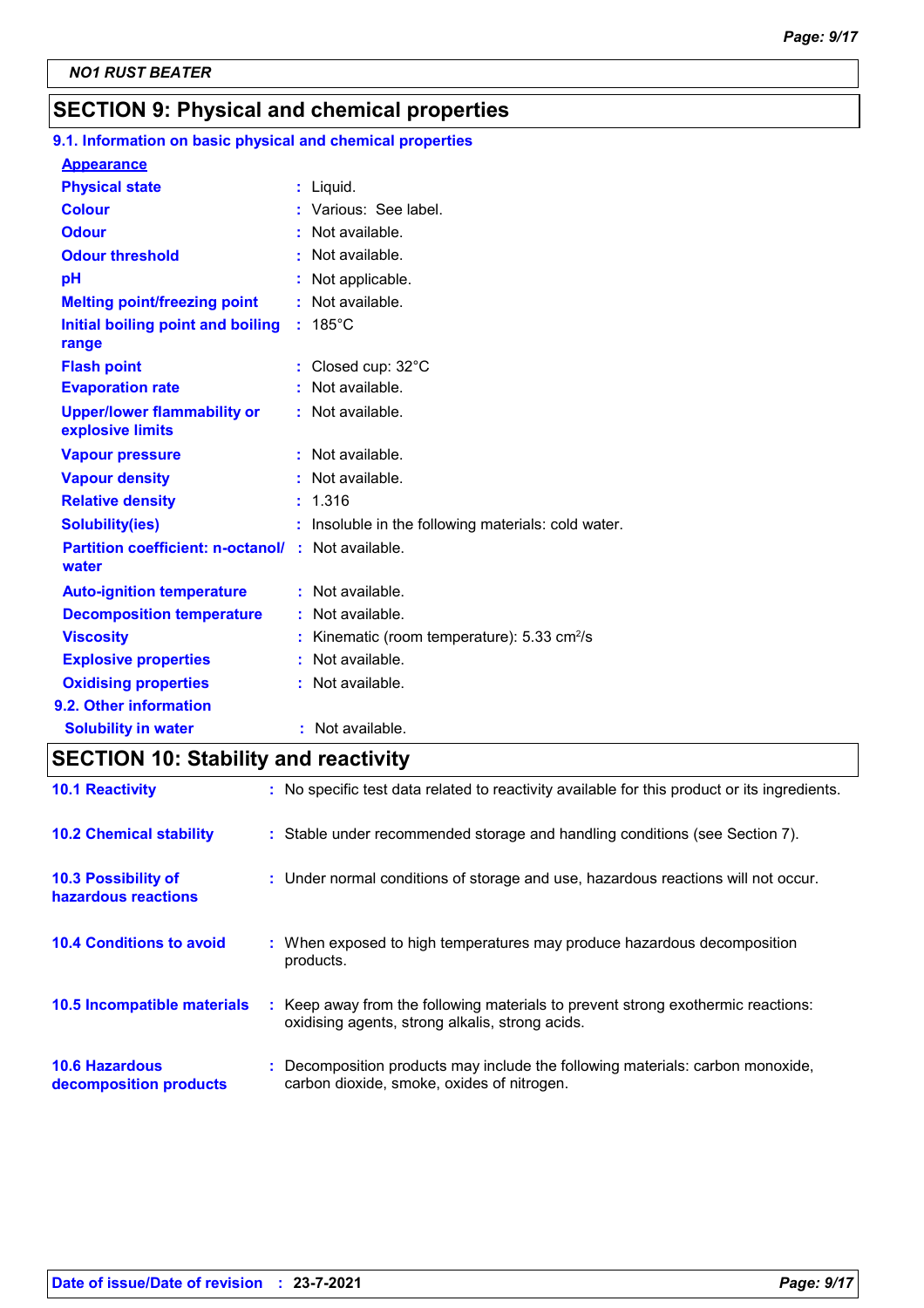## SECTION 9: Physical and chemical properties

### 9.1. Information on basic physical and chemical properties

**Appearance**

| | | |
|---|---|---|
| **Physical state** | : | Liquid. |
| **Colour** | : | Various: See label. |
| **Odour** | : | Not available. |
| **Odour threshold** | : | Not available. |
| **pH** | : | Not applicable. |
| **Melting point/freezing point** | : | Not available. |
| **Initial boiling point and boiling range** | : | 185°C |
| **Flash point** | : | Closed cup: 32°C |
| **Evaporation rate** | : | Not available. |
| **Upper/lower flammability or explosive limits** | : | Not available. |
| **Vapour pressure** | : | Not available. |
| **Vapour density** | : | Not available. |
| **Relative density** | : | 1.316 |
| **Solubility(ies)** | : | Insoluble in the following materials: cold water. |
| **Partition coefficient: n-octanol/ water** | : | Not available. |
| **Auto-ignition temperature** | : | Not available. |
| **Decomposition temperature** | : | Not available. |
| **Viscosity** | : | Kinematic (room temperature): 5.33 $cm^2/s$ |
| **Explosive properties** | : | Not available. |
| **Oxidising properties** | : | Not available. |

### 9.2. Other information

| | | |
|---|---|---|
| **Solubility in water** | : | Not available. |

## SECTION 10: Stability and reactivity

| | | |
|---|---|---|
| **10.1 Reactivity** | : | No specific test data related to reactivity available for this product or its ingredients. |
| **10.2 Chemical stability** | : | Stable under recommended storage and handling conditions (see Section 7). |
| **10.3 Possibility of hazardous reactions** | : | Under normal conditions of storage and use, hazardous reactions will not occur. |
| **10.4 Conditions to avoid** | : | When exposed to high temperatures may produce hazardous decomposition products. |
| **10.5 Incompatible materials** | : | Keep away from the following materials to prevent strong exothermic reactions: oxidising agents, strong alkalis, strong acids. |
| **10.6 Hazardous decomposition products** | : | Decomposition products may include the following materials: carbon monoxide, carbon dioxide, smoke, oxides of nitrogen. |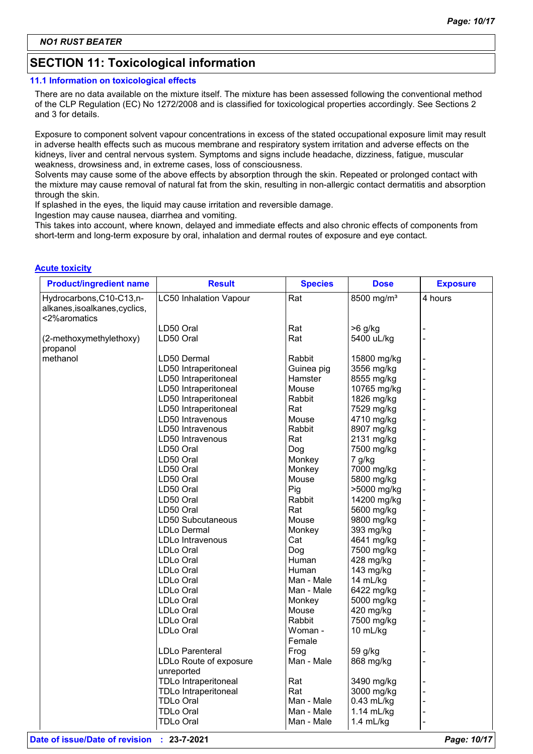**NO1 RUST BEATER**

## SECTION 11: Toxicological information

### 11.1 Information on toxicological effects

There are no data available on the mixture itself. The mixture has been assessed following the conventional method of the CLP Regulation (EC) No 1272/2008 and is classified for toxicological properties accordingly. See Sections 2 and 3 for details.

Exposure to component solvent vapour concentrations in excess of the stated occupational exposure limit may result in adverse health effects such as mucous membrane and respiratory system irritation and adverse effects on the kidneys, liver and central nervous system. Symptoms and signs include headache, dizziness, fatigue, muscular weakness, drowsiness and, in extreme cases, loss of consciousness.
Solvents may cause some of the above effects by absorption through the skin. Repeated or prolonged contact with the mixture may cause removal of natural fat from the skin, resulting in non-allergic contact dermatitis and absorption through the skin.
If splashed in the eyes, the liquid may cause irritation and reversible damage.
Ingestion may cause nausea, diarrhea and vomiting.
This takes into account, where known, delayed and immediate effects and also chronic effects of components from short-term and long-term exposure by oral, inhalation and dermal routes of exposure and eye contact.

**Acute toxicity**

| Product/ingredient name | Result | Species | Dose | Exposure |
|---|---|---|---|---|
| Hydrocarbons,C10-C13,n-alkanes,isoalkanes,cyclics,<2%aromatics | LC50 Inhalation Vapour | Rat | 8500 mg/m³ | 4 hours |
| | LD50 Oral | Rat | >6 g/kg | - |
| (2-methoxymethylethoxy) propanol | LD50 Oral | Rat | 5400 uL/kg | - |
| methanol | LD50 Dermal | Rabbit | 15800 mg/kg | - |
| | LD50 Intraperitoneal | Guinea pig | 3556 mg/kg | - |
| | LD50 Intraperitoneal | Hamster | 8555 mg/kg | - |
| | LD50 Intraperitoneal | Mouse | 10765 mg/kg | - |
| | LD50 Intraperitoneal | Rabbit | 1826 mg/kg | - |
| | LD50 Intraperitoneal | Rat | 7529 mg/kg | - |
| | LD50 Intravenous | Mouse | 4710 mg/kg | - |
| | LD50 Intravenous | Rabbit | 8907 mg/kg | - |
| | LD50 Intravenous | Rat | 2131 mg/kg | - |
| | LD50 Oral | Dog | 7500 mg/kg | - |
| | LD50 Oral | Monkey | 7 g/kg | - |
| | LD50 Oral | Monkey | 7000 mg/kg | - |
| | LD50 Oral | Mouse | 5800 mg/kg | - |
| | LD50 Oral | Pig | >5000 mg/kg | - |
| | LD50 Oral | Rabbit | 14200 mg/kg | - |
| | LD50 Oral | Rat | 5600 mg/kg | - |
| | LD50 Subcutaneous | Mouse | 9800 mg/kg | - |
| | LDLo Dermal | Monkey | 393 mg/kg | - |
| | LDLo Intravenous | Cat | 4641 mg/kg | - |
| | LDLo Oral | Dog | 7500 mg/kg | - |
| | LDLo Oral | Human | 428 mg/kg | - |
| | LDLo Oral | Human | 143 mg/kg | - |
| | LDLo Oral | Man - Male | 14 mL/kg | - |
| | LDLo Oral | Man - Male | 6422 mg/kg | - |
| | LDLo Oral | Monkey | 5000 mg/kg | - |
| | LDLo Oral | Mouse | 420 mg/kg | - |
| | LDLo Oral | Rabbit | 7500 mg/kg | - |
| | LDLo Oral | Woman - Female | 10 mL/kg | - |
| | LDLo Parenteral | Frog | 59 g/kg | - |
| | LDLo Route of exposure unreported | Man - Male | 868 mg/kg | - |
| | TDLo Intraperitoneal | Rat | 3490 mg/kg | - |
| | TDLo Intraperitoneal | Rat | 3000 mg/kg | - |
| | TDLo Oral | Man - Male | 0.43 mL/kg | - |
| | TDLo Oral | Man - Male | 1.14 mL/kg | - |
| | TDLo Oral | Man - Male | 1.4 mL/kg | - |

**Date of issue/Date of revision** : **23-7-2021**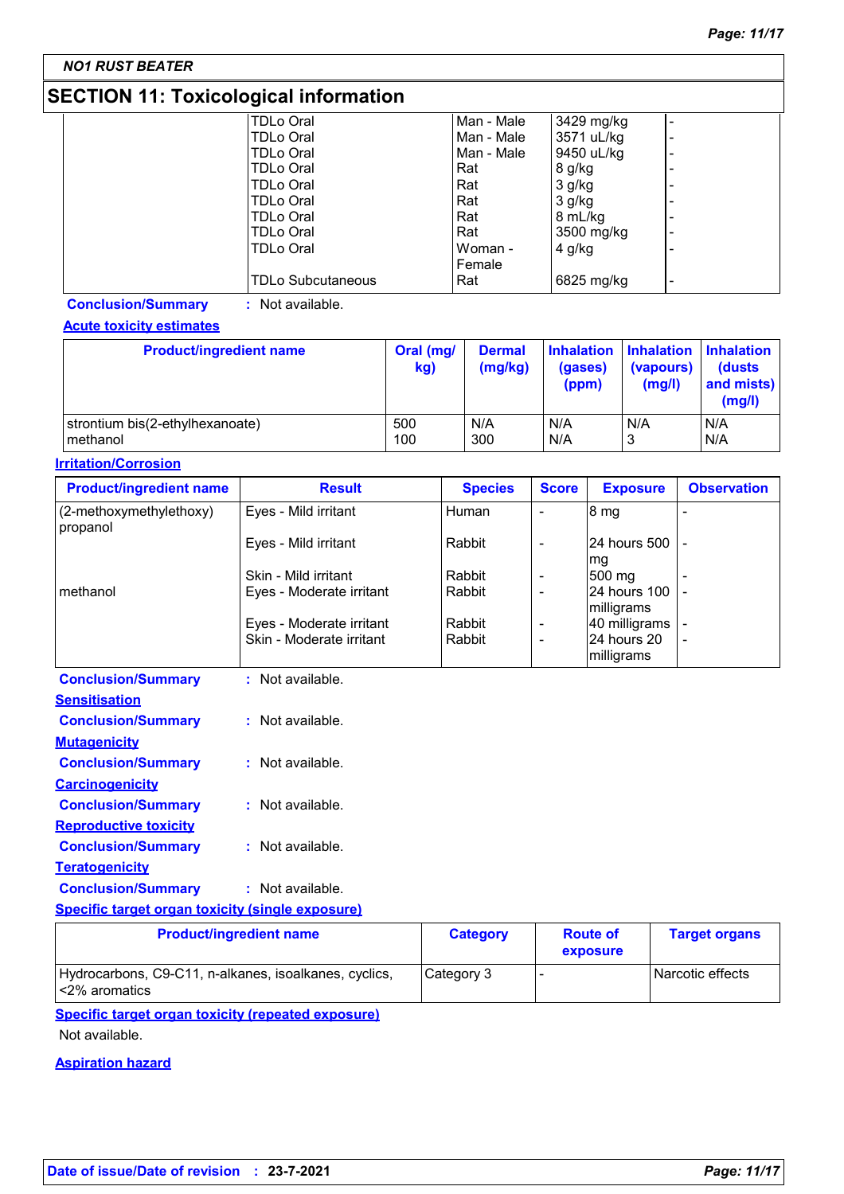## SECTION 11: Toxicological information

| | | | | |
|---|---|---|---|---|
| | TDLo Oral | Man - Male | 3429 mg/kg | - |
| | TDLo Oral | Man - Male | 3571 uL/kg | - |
| | TDLo Oral | Man - Male | 9450 uL/kg | - |
| | TDLo Oral | Rat | 8 g/kg | - |
| | TDLo Oral | Rat | 3 g/kg | - |
| | TDLo Oral | Rat | 3 g/kg | - |
| | TDLo Oral | Rat | 8 mL/kg | - |
| | TDLo Oral | Rat | 3500 mg/kg | - |
| | TDLo Oral | Woman - Female | 4 g/kg | - |
| | TDLo Subcutaneous | Rat | 6825 mg/kg | - |

**Conclusion/Summary** : Not available.

**Acute toxicity estimates**

| Product/ingredient name | Oral (mg/kg) | Dermal (mg/kg) | Inhalation (gases) (ppm) | Inhalation (vapours) (mg/l) | Inhalation (dusts and mists) (mg/l) |
|---|---|---|---|---|---|
| strontium bis(2-ethylhexanoate) | 500 | N/A | N/A | N/A | N/A |
| methanol | 100 | 300 | N/A | 3 | N/A |

**Irritation/Corrosion**

| Product/ingredient name | Result | Species | Score | Exposure | Observation |
|---|---|---|---|---|---|
| (2-methoxymethylethoxy) propanol | Eyes - Mild irritant | Human | - | 8 mg | - |
| | Eyes - Mild irritant | Rabbit | - | 24 hours 500 mg | - |
| | Skin - Mild irritant | Rabbit | - | 500 mg | - |
| methanol | Eyes - Moderate irritant | Rabbit | - | 24 hours 100 milligrams | - |
| | Eyes - Moderate irritant | Rabbit | - | 40 milligrams | - |
| | Skin - Moderate irritant | Rabbit | - | 24 hours 20 milligrams | - |

**Conclusion/Summary** : Not available.

**Sensitisation**

**Conclusion/Summary** : Not available.

**Mutagenicity**

**Conclusion/Summary** : Not available.

**Carcinogenicity**

**Conclusion/Summary** : Not available.

**Reproductive toxicity**

**Conclusion/Summary** : Not available.

**Teratogenicity**

**Conclusion/Summary** : Not available.

**Specific target organ toxicity (single exposure)**

| Product/ingredient name | Category | Route of exposure | Target organs |
|---|---|---|---|
| Hydrocarbons, C9-C11, n-alkanes, isoalkanes, cyclics, <2% aromatics | Category 3 | - | Narcotic effects |

**Specific target organ toxicity (repeated exposure)**

Not available.

**Aspiration hazard**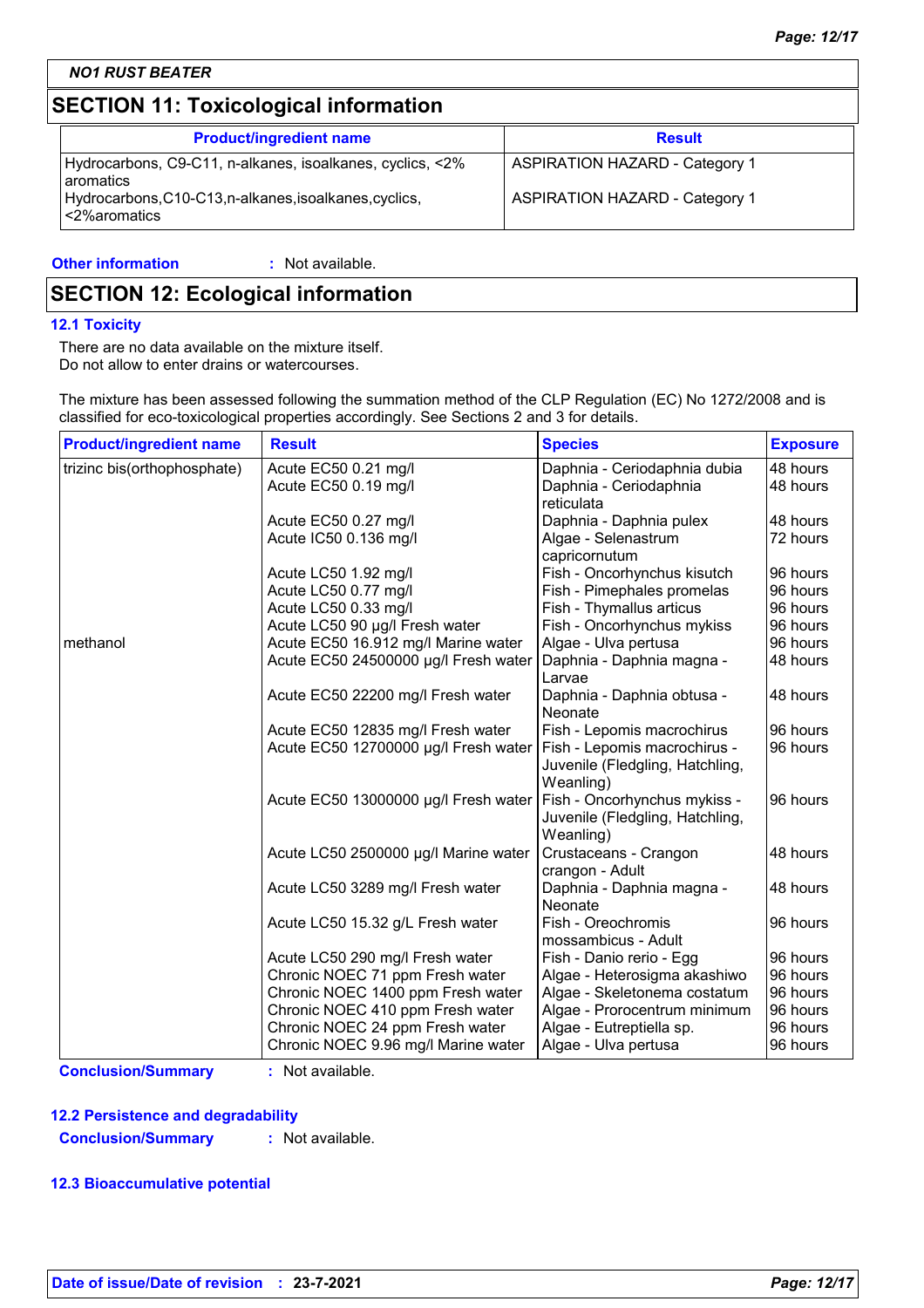**NO1 RUST BEATER**

## SECTION 11: Toxicological information

| Product/ingredient name | Result |
|---|---|
| Hydrocarbons, C9-C11, n-alkanes, isoalkanes, cyclics, <2% aromatics | ASPIRATION HAZARD - Category 1 |
| Hydrocarbons,C10-C13,n-alkanes,isoalkanes,cyclics, <2%aromatics | ASPIRATION HAZARD - Category 1 |

**Other information** : Not available.

## SECTION 12: Ecological information

### 12.1 Toxicity

There are no data available on the mixture itself.
Do not allow to enter drains or watercourses.

The mixture has been assessed following the summation method of the CLP Regulation (EC) No 1272/2008 and is classified for eco-toxicological properties accordingly. See Sections 2 and 3 for details.

| Product/ingredient name | Result | Species | Exposure |
|---|---|---|---|
| trizinc bis(orthophosphate) | Acute EC50 0.21 mg/l | Daphnia - Ceriodaphnia dubia | 48 hours |
| | Acute EC50 0.19 mg/l | Daphnia - Ceriodaphnia reticulata | 48 hours |
| | Acute EC50 0.27 mg/l | Daphnia - Daphnia pulex | 48 hours |
| | Acute IC50 0.136 mg/l | Algae - Selenastrum capricornutum | 72 hours |
| | Acute LC50 1.92 mg/l | Fish - Oncorhynchus kisutch | 96 hours |
| | Acute LC50 0.77 mg/l | Fish - Pimephales promelas | 96 hours |
| | Acute LC50 0.33 mg/l | Fish - Thymallus articus | 96 hours |
| | Acute LC50 90 µg/l Fresh water | Fish - Oncorhynchus mykiss | 96 hours |
| methanol | Acute EC50 16.912 mg/l Marine water | Algae - Ulva pertusa | 96 hours |
| | Acute EC50 24500000 µg/l Fresh water | Daphnia - Daphnia magna - Larvae | 48 hours |
| | Acute EC50 22200 mg/l Fresh water | Daphnia - Daphnia obtusa - Neonate | 48 hours |
| | Acute EC50 12835 mg/l Fresh water | Fish - Lepomis macrochirus | 96 hours |
| | Acute EC50 12700000 µg/l Fresh water | Fish - Lepomis macrochirus - Juvenile (Fledgling, Hatchling, Weanling) | 96 hours |
| | Acute EC50 13000000 µg/l Fresh water | Fish - Oncorhynchus mykiss - Juvenile (Fledgling, Hatchling, Weanling) | 96 hours |
| | Acute LC50 2500000 µg/l Marine water | Crustaceans - Crangon crangon - Adult | 48 hours |
| | Acute LC50 3289 mg/l Fresh water | Daphnia - Daphnia magna - Neonate | 48 hours |
| | Acute LC50 15.32 g/L Fresh water | Fish - Oreochromis mossambicus - Adult | 96 hours |
| | Acute LC50 290 mg/l Fresh water | Fish - Danio rerio - Egg | 96 hours |
| | Chronic NOEC 71 ppm Fresh water | Algae - Heterosigma akashiwo | 96 hours |
| | Chronic NOEC 1400 ppm Fresh water | Algae - Skeletonema costatum | 96 hours |
| | Chronic NOEC 410 ppm Fresh water | Algae - Prorocentrum minimum | 96 hours |
| | Chronic NOEC 24 ppm Fresh water | Algae - Eutreptiella sp. | 96 hours |
| | Chronic NOEC 9.96 mg/l Marine water | Algae - Ulva pertusa | 96 hours |

**Conclusion/Summary** : Not available.

### 12.2 Persistence and degradability

**Conclusion/Summary** : Not available.

### 12.3 Bioaccumulative potential

**Date of issue/Date of revision** : 23-7-2021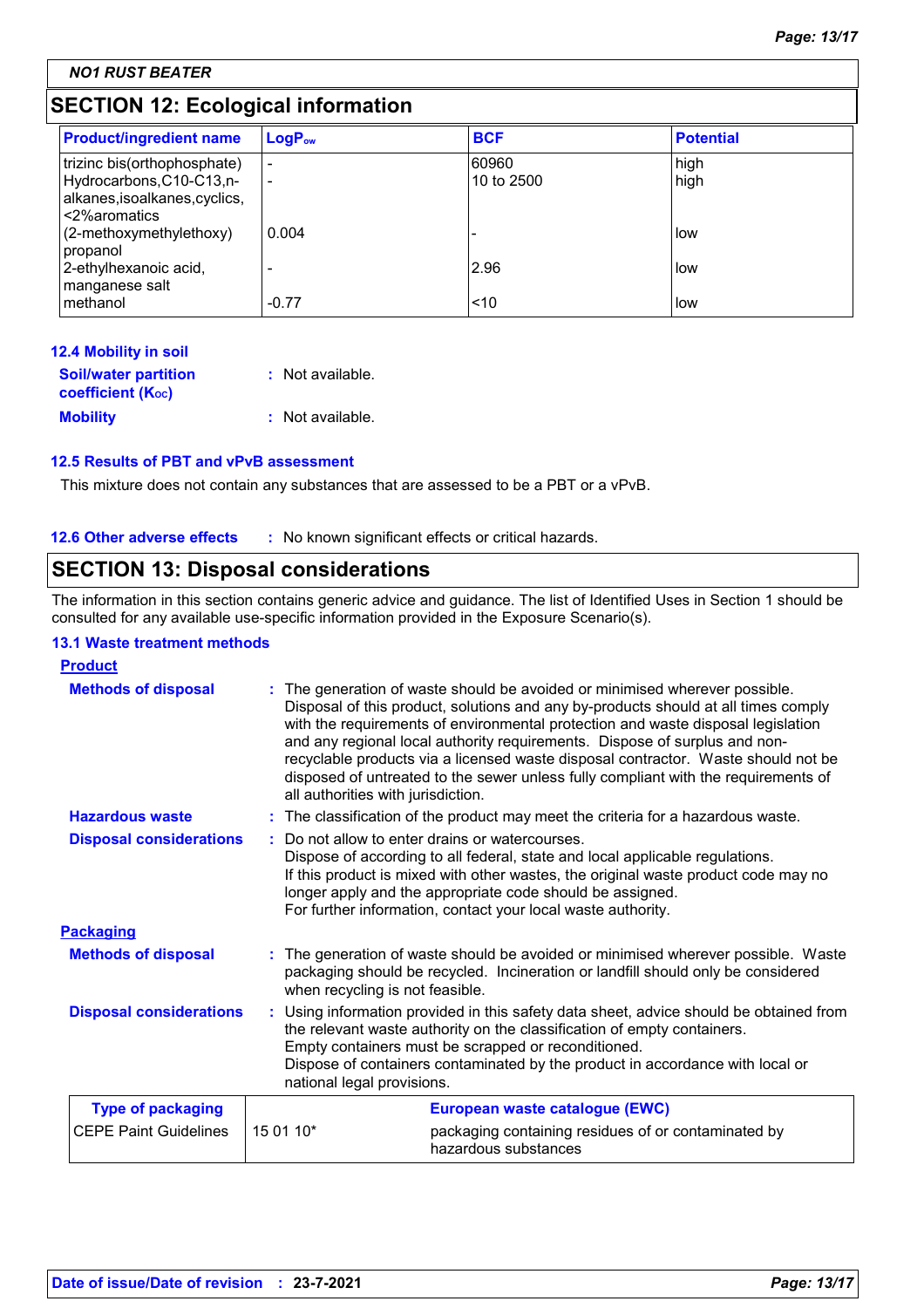## SECTION 12: Ecological information

| Product/ingredient name | $LogP_{ow}$ | BCF | Potential |
|---|---|---|---|
| trizinc bis(orthophosphate) | - | 60960 | high |
| Hydrocarbons,C10-C13,n-alkanes,isoalkanes,cyclics,<2%aromatics | - | 10 to 2500 | high |
| (2-methoxymethylethoxy) propanol | 0.004 | - | low |
| 2-ethylhexanoic acid, manganese salt | - | 2.96 | low |
| methanol | -0.77 | <10 | low |

### 12.4 Mobility in soil

**Soil/water partition coefficient ($K_{OC}$)** : Not available.

**Mobility** : Not available.

### 12.5 Results of PBT and vPvB assessment

This mixture does not contain any substances that are assessed to be a PBT or a vPvB.

**12.6 Other adverse effects** : No known significant effects or critical hazards.

## SECTION 13: Disposal considerations

The information in this section contains generic advice and guidance. The list of Identified Uses in Section 1 should be consulted for any available use-specific information provided in the Exposure Scenario(s).

### 13.1 Waste treatment methods

**Product**

**Methods of disposal** : The generation of waste should be avoided or minimised wherever possible. Disposal of this product, solutions and any by-products should at all times comply with the requirements of environmental protection and waste disposal legislation and any regional local authority requirements. Dispose of surplus and non-recyclable products via a licensed waste disposal contractor. Waste should not be disposed of untreated to the sewer unless fully compliant with the requirements of all authorities with jurisdiction.

**Hazardous waste** : The classification of the product may meet the criteria for a hazardous waste.

**Disposal considerations** : Do not allow to enter drains or watercourses.
Dispose of according to all federal, state and local applicable regulations.
If this product is mixed with other wastes, the original waste product code may no longer apply and the appropriate code should be assigned.
For further information, contact your local waste authority.

**Packaging**

**Methods of disposal** : The generation of waste should be avoided or minimised wherever possible. Waste packaging should be recycled. Incineration or landfill should only be considered when recycling is not feasible.

**Disposal considerations** : Using information provided in this safety data sheet, advice should be obtained from the relevant waste authority on the classification of empty containers.
Empty containers must be scrapped or reconditioned.
Dispose of containers contaminated by the product in accordance with local or national legal provisions.

| Type of packaging | European waste catalogue (EWC) | |
|---|---|---|
| CEPE Paint Guidelines | 15 01 10* | packaging containing residues of or contaminated by hazardous substances |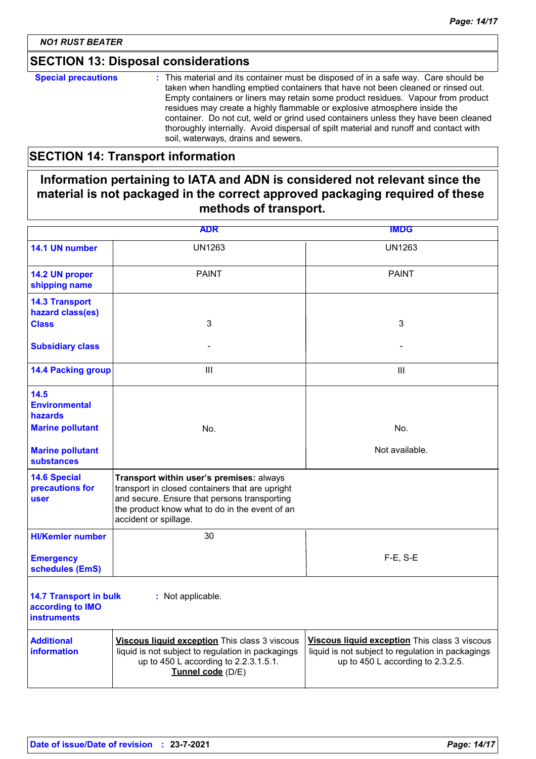**NO1 RUST BEATER**

## SECTION 13: Disposal considerations

**Special precautions** : This material and its container must be disposed of in a safe way. Care should be taken when handling emptied containers that have not been cleaned or rinsed out. Empty containers or liners may retain some product residues. Vapour from product residues may create a highly flammable or explosive atmosphere inside the container. Do not cut, weld or grind used containers unless they have been cleaned thoroughly internally. Avoid dispersal of spilt material and runoff and contact with soil, waterways, drains and sewers.

## SECTION 14: Transport information

**Information pertaining to IATA and ADN is considered not relevant since the material is not packaged in the correct approved packaging required of these methods of transport.**

| | ADR | IMDG |
|---|---|---|
| **14.1 UN number** | UN1263 | UN1263 |
| **14.2 UN proper shipping name** | PAINT | PAINT |
| **14.3 Transport hazard class(es) Class** | 3 | 3 |
| **Subsidiary class** | - | - |
| **14.4 Packing group** | III | III |
| **14.5 Environmental hazards Marine pollutant** | No. | No. |
| **Marine pollutant substances** | | Not available. |
| **14.6 Special precautions for user** | **Transport within user's premises:** always transport in closed containers that are upright and secure. Ensure that persons transporting the product know what to do in the event of an accident or spillage. | |
| **HI/Kemler number** | 30 | |
| **Emergency schedules (EmS)** | | F-E, S-E |
| **14.7 Transport in bulk according to IMO instruments** | : Not applicable. | |
| **Additional information** | **Viscous liquid exception** This class 3 viscous liquid is not subject to regulation in packagings up to 450 L according to 2.2.3.1.5.1. **Tunnel code** (D/E) | **Viscous liquid exception** This class 3 viscous liquid is not subject to regulation in packagings up to 450 L according to 2.3.2.5. |

**Date of issue/Date of revision** : **23-7-2021**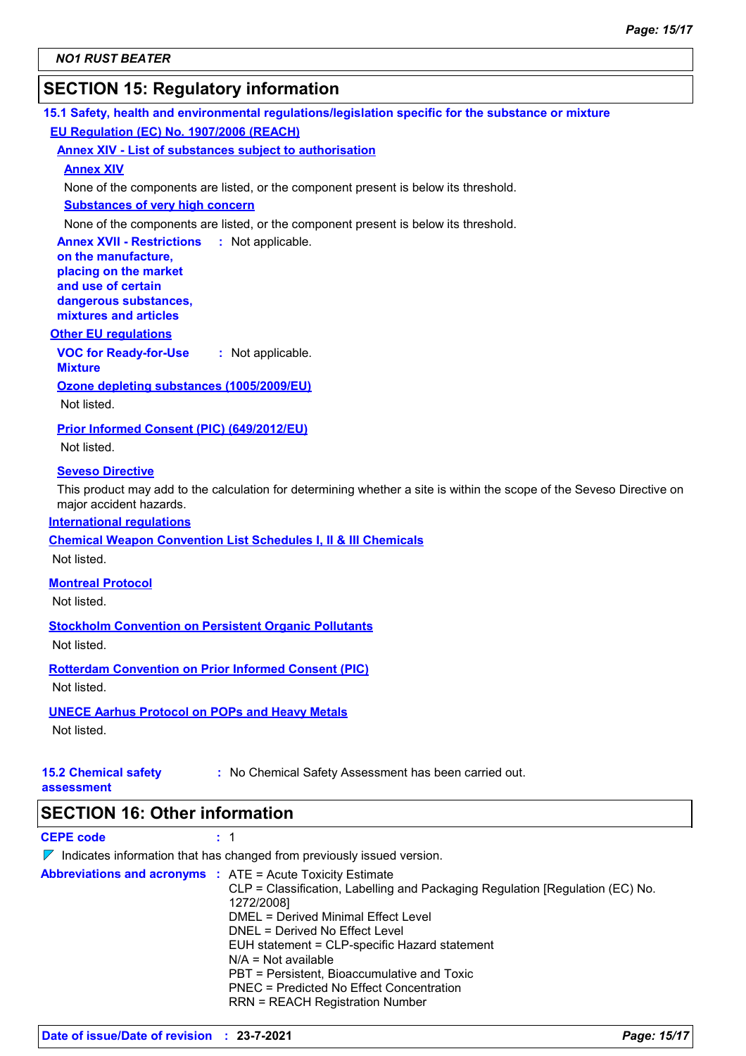## SECTION 15: Regulatory information

### 15.1 Safety, health and environmental regulations/legislation specific for the substance or mixture

**EU Regulation (EC) No. 1907/2006 (REACH)**

**Annex XIV - List of substances subject to authorisation**

**Annex XIV**

None of the components are listed, or the component present is below its threshold.

**Substances of very high concern**

None of the components are listed, or the component present is below its threshold.

**Annex XVII - Restrictions on the manufacture, placing on the market and use of certain dangerous substances, mixtures and articles** : Not applicable.

**Other EU regulations**

**VOC for Ready-for-Use Mixture** : Not applicable.

**Ozone depleting substances (1005/2009/EU)**

Not listed.

**Prior Informed Consent (PIC) (649/2012/EU)**

Not listed.

**Seveso Directive**

This product may add to the calculation for determining whether a site is within the scope of the Seveso Directive on major accident hazards.

**International regulations**

**Chemical Weapon Convention List Schedules I, II & III Chemicals**

Not listed.

**Montreal Protocol**

Not listed.

**Stockholm Convention on Persistent Organic Pollutants**

Not listed.

**Rotterdam Convention on Prior Informed Consent (PIC)**

Not listed.

**UNECE Aarhus Protocol on POPs and Heavy Metals**

Not listed.

**15.2 Chemical safety assessment** : No Chemical Safety Assessment has been carried out.

## SECTION 16: Other information

**CEPE code** : 1

◤ Indicates information that has changed from previously issued version.

**Abbreviations and acronyms** :
- ATE = Acute Toxicity Estimate
- CLP = Classification, Labelling and Packaging Regulation [Regulation (EC) No. 1272/2008]
- DMEL = Derived Minimal Effect Level
- DNEL = Derived No Effect Level
- EUH statement = CLP-specific Hazard statement
- N/A = Not available
- PBT = Persistent, Bioaccumulative and Toxic
- PNEC = Predicted No Effect Concentration
- RRN = REACH Registration Number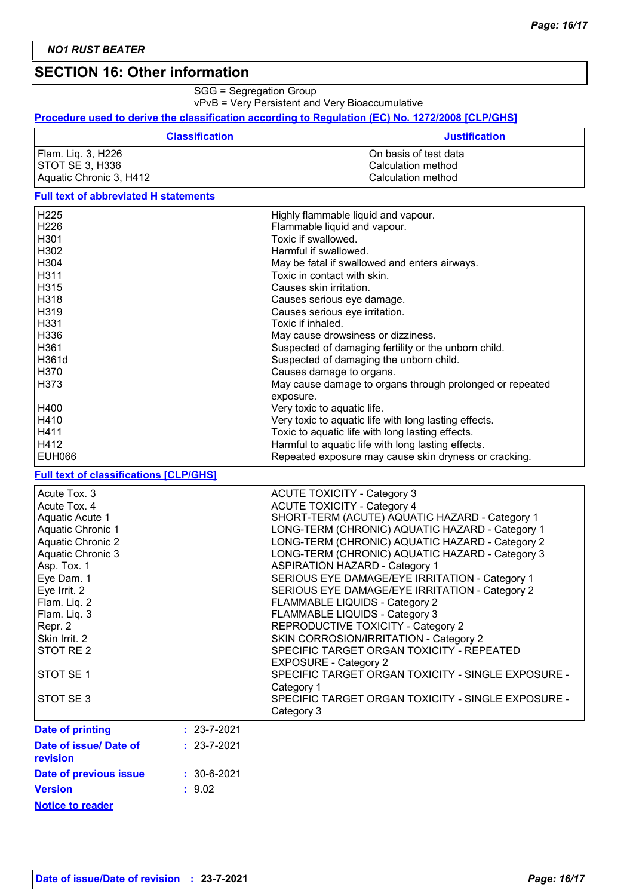## SECTION 16: Other information

SGG = Segregation Group
vPvB = Very Persistent and Very Bioaccumulative

**Procedure used to derive the classification according to Regulation (EC) No. 1272/2008 [CLP/GHS]**

| Classification | Justification |
|---|---|
| Flam. Liq. 3, H226 | On basis of test data |
| STOT SE 3, H336 | Calculation method |
| Aquatic Chronic 3, H412 | Calculation method |

**Full text of abbreviated H statements**

| | |
|---|---|
| H225 | Highly flammable liquid and vapour. |
| H226 | Flammable liquid and vapour. |
| H301 | Toxic if swallowed. |
| H302 | Harmful if swallowed. |
| H304 | May be fatal if swallowed and enters airways. |
| H311 | Toxic in contact with skin. |
| H315 | Causes skin irritation. |
| H318 | Causes serious eye damage. |
| H319 | Causes serious eye irritation. |
| H331 | Toxic if inhaled. |
| H336 | May cause drowsiness or dizziness. |
| H361 | Suspected of damaging fertility or the unborn child. |
| H361d | Suspected of damaging the unborn child. |
| H370 | Causes damage to organs. |
| H373 | May cause damage to organs through prolonged or repeated exposure. |
| H400 | Very toxic to aquatic life. |
| H410 | Very toxic to aquatic life with long lasting effects. |
| H411 | Toxic to aquatic life with long lasting effects. |
| H412 | Harmful to aquatic life with long lasting effects. |
| EUH066 | Repeated exposure may cause skin dryness or cracking. |

**Full text of classifications [CLP/GHS]**

| | |
|---|---|
| Acute Tox. 3 | ACUTE TOXICITY - Category 3 |
| Acute Tox. 4 | ACUTE TOXICITY - Category 4 |
| Aquatic Acute 1 | SHORT-TERM (ACUTE) AQUATIC HAZARD - Category 1 |
| Aquatic Chronic 1 | LONG-TERM (CHRONIC) AQUATIC HAZARD - Category 1 |
| Aquatic Chronic 2 | LONG-TERM (CHRONIC) AQUATIC HAZARD - Category 2 |
| Aquatic Chronic 3 | LONG-TERM (CHRONIC) AQUATIC HAZARD - Category 3 |
| Asp. Tox. 1 | ASPIRATION HAZARD - Category 1 |
| Eye Dam. 1 | SERIOUS EYE DAMAGE/EYE IRRITATION - Category 1 |
| Eye Irrit. 2 | SERIOUS EYE DAMAGE/EYE IRRITATION - Category 2 |
| Flam. Liq. 2 | FLAMMABLE LIQUIDS - Category 2 |
| Flam. Liq. 3 | FLAMMABLE LIQUIDS - Category 3 |
| Repr. 2 | REPRODUCTIVE TOXICITY - Category 2 |
| Skin Irrit. 2 | SKIN CORROSION/IRRITATION - Category 2 |
| STOT RE 2 | SPECIFIC TARGET ORGAN TOXICITY - REPEATED EXPOSURE - Category 2 |
| STOT SE 1 | SPECIFIC TARGET ORGAN TOXICITY - SINGLE EXPOSURE - Category 1 |
| STOT SE 3 | SPECIFIC TARGET ORGAN TOXICITY - SINGLE EXPOSURE - Category 3 |

**Date of printing** : 23-7-2021

**Date of issue/ Date of revision** : 23-7-2021

**Date of previous issue** : 30-6-2021

**Version** : 9.02

**Notice to reader**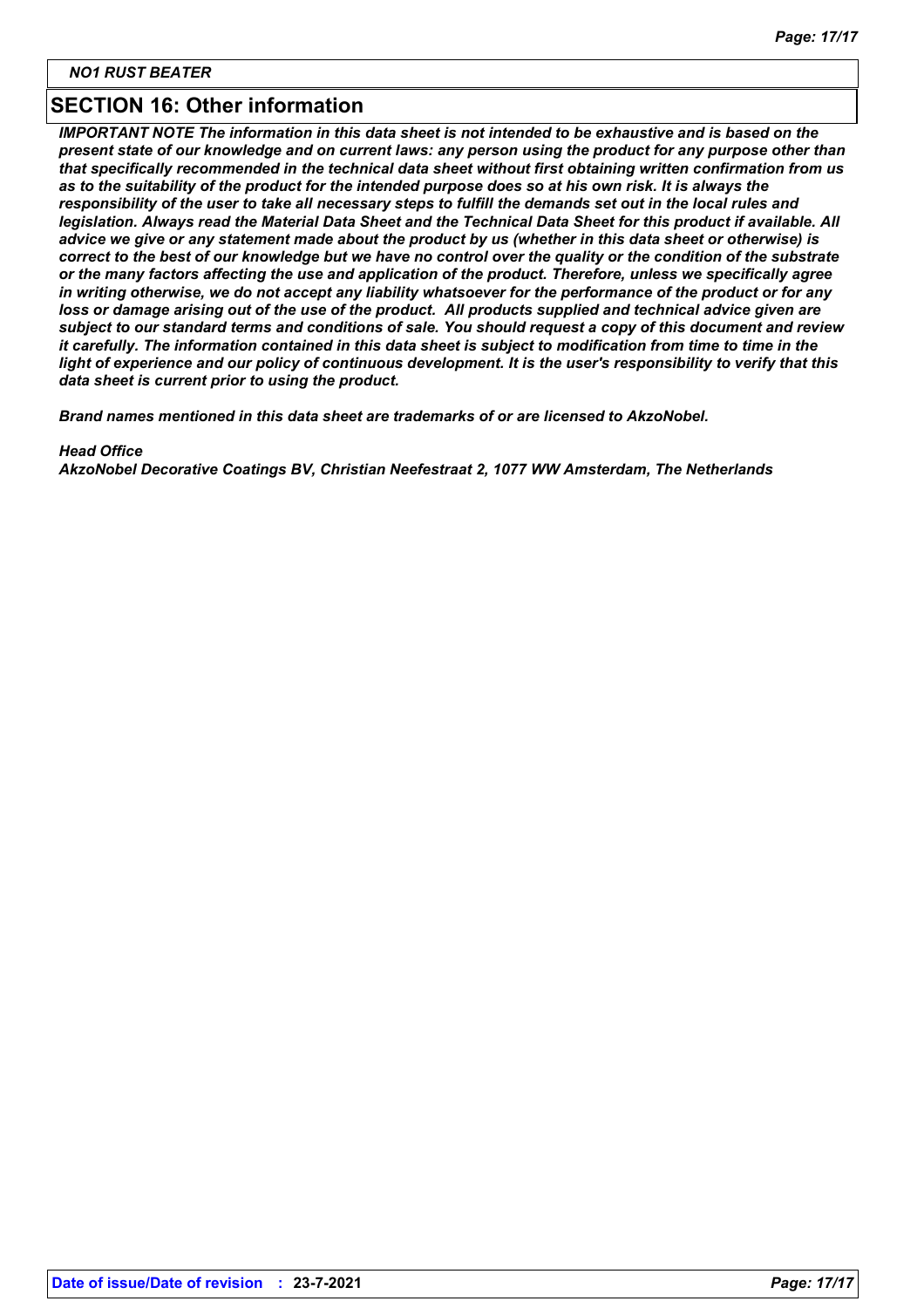## SECTION 16: Other information

***IMPORTANT NOTE The information in this data sheet is not intended to be exhaustive and is based on the present state of our knowledge and on current laws: any person using the product for any purpose other than that specifically recommended in the technical data sheet without first obtaining written confirmation from us as to the suitability of the product for the intended purpose does so at his own risk. It is always the responsibility of the user to take all necessary steps to fulfill the demands set out in the local rules and legislation. Always read the Material Data Sheet and the Technical Data Sheet for this product if available. All advice we give or any statement made about the product by us (whether in this data sheet or otherwise) is correct to the best of our knowledge but we have no control over the quality or the condition of the substrate or the many factors affecting the use and application of the product. Therefore, unless we specifically agree in writing otherwise, we do not accept any liability whatsoever for the performance of the product or for any loss or damage arising out of the use of the product.  All products supplied and technical advice given are subject to our standard terms and conditions of sale. You should request a copy of this document and review it carefully. The information contained in this data sheet is subject to modification from time to time in the light of experience and our policy of continuous development. It is the user's responsibility to verify that this data sheet is current prior to using the product.***

***Brand names mentioned in this data sheet are trademarks of or are licensed to AkzoNobel.***

***Head Office***
***AkzoNobel Decorative Coatings BV, Christian Neefestraat 2, 1077 WW Amsterdam, The Netherlands***

**Date of issue/Date of revision : 23-7-2021**